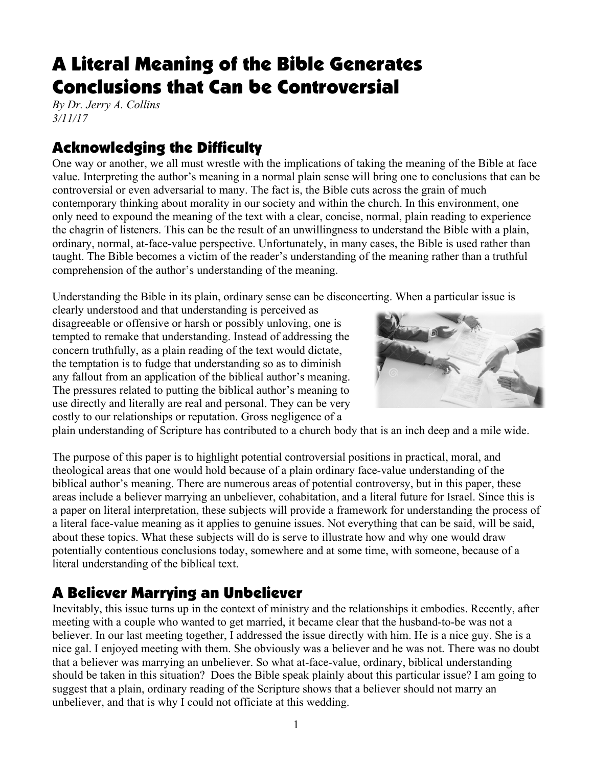# A Literal Meaning of the Bible Generates Conclusions that Can be Controversial

*By Dr. Jerry A. Collins*
*3/11/17*

## Acknowledging the Difficulty

One way or another, we all must wrestle with the implications of taking the meaning of the Bible at face value. Interpreting the author's meaning in a normal plain sense will bring one to conclusions that can be controversial or even adversarial to many. The fact is, the Bible cuts across the grain of much contemporary thinking about morality in our society and within the church. In this environment, one only need to expound the meaning of the text with a clear, concise, normal, plain reading to experience the chagrin of listeners. This can be the result of an unwillingness to understand the Bible with a plain, ordinary, normal, at-face-value perspective. Unfortunately, in many cases, the Bible is used rather than taught. The Bible becomes a victim of the reader's understanding of the meaning rather than a truthful comprehension of the author's understanding of the meaning.

Understanding the Bible in its plain, ordinary sense can be disconcerting. When a particular issue is clearly understood and that understanding is perceived as disagreeable or offensive or harsh or possibly unloving, one is tempted to remake that understanding. Instead of addressing the concern truthfully, as a plain reading of the text would dictate, the temptation is to fudge that understanding so as to diminish any fallout from an application of the biblical author's meaning. The pressures related to putting the biblical author's meaning to use directly and literally are real and personal. They can be very costly to our relationships or reputation. Gross negligence of a plain understanding of Scripture has contributed to a church body that is an inch deep and a mile wide.

The purpose of this paper is to highlight potential controversial positions in practical, moral, and theological areas that one would hold because of a plain ordinary face-value understanding of the biblical author's meaning. There are numerous areas of potential controversy, but in this paper, these areas include a believer marrying an unbeliever, cohabitation, and a literal future for Israel. Since this is a paper on literal interpretation, these subjects will provide a framework for understanding the process of a literal face-value meaning as it applies to genuine issues. Not everything that can be said, will be said, about these topics. What these subjects will do is serve to illustrate how and why one would draw potentially contentious conclusions today, somewhere and at some time, with someone, because of a literal understanding of the biblical text.

## A Believer Marrying an Unbeliever

Inevitably, this issue turns up in the context of ministry and the relationships it embodies. Recently, after meeting with a couple who wanted to get married, it became clear that the husband-to-be was not a believer. In our last meeting together, I addressed the issue directly with him. He is a nice guy. She is a nice gal. I enjoyed meeting with them. She obviously was a believer and he was not. There was no doubt that a believer was marrying an unbeliever. So what at-face-value, ordinary, biblical understanding should be taken in this situation? Does the Bible speak plainly about this particular issue? I am going to suggest that a plain, ordinary reading of the Scripture shows that a believer should not marry an unbeliever, and that is why I could not officiate at this wedding.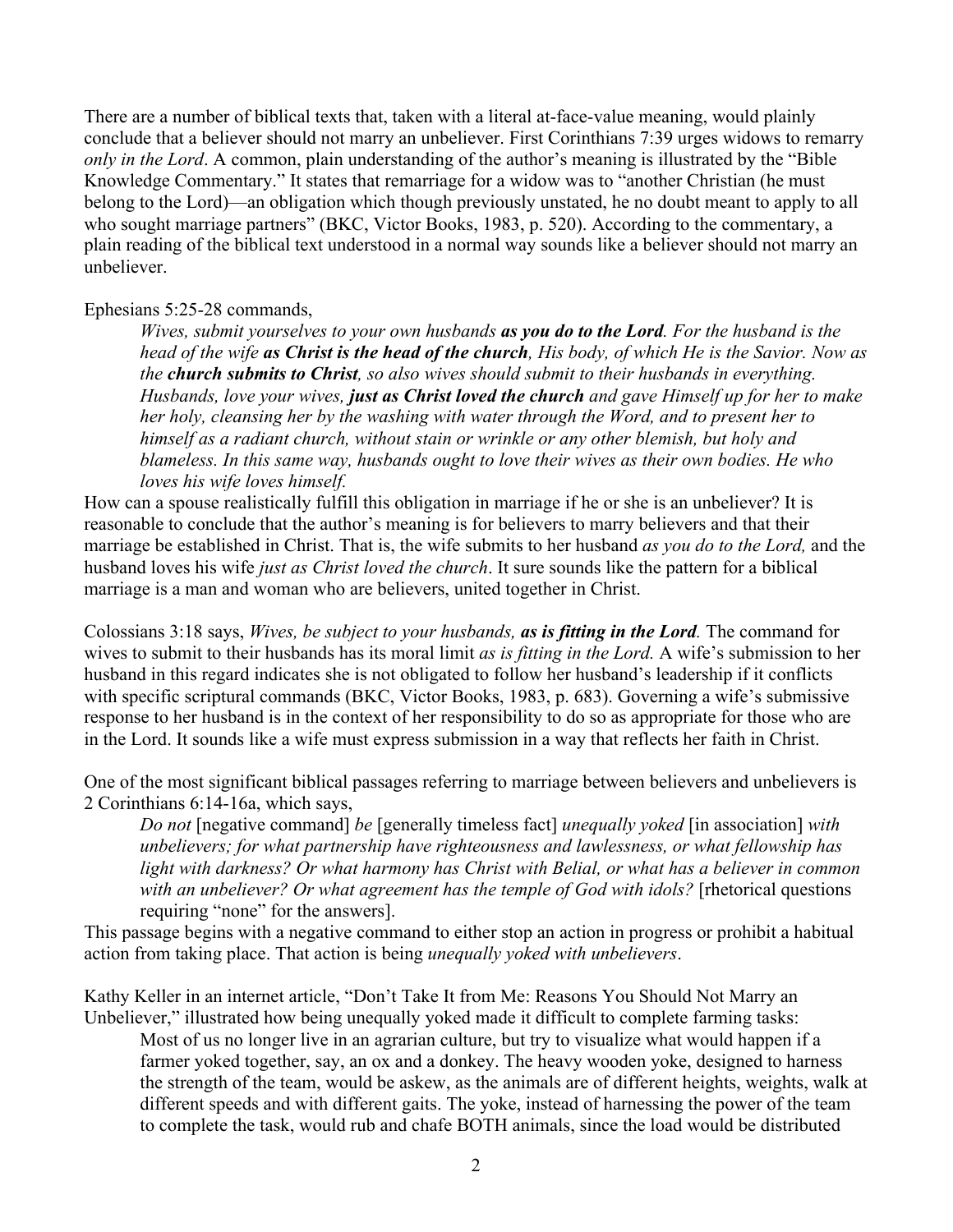There are a number of biblical texts that, taken with a literal at-face-value meaning, would plainly conclude that a believer should not marry an unbeliever. First Corinthians 7:39 urges widows to remarry *only in the Lord*. A common, plain understanding of the author's meaning is illustrated by the "Bible Knowledge Commentary." It states that remarriage for a widow was to "another Christian (he must belong to the Lord)—an obligation which though previously unstated, he no doubt meant to apply to all who sought marriage partners" (BKC, Victor Books, 1983, p. 520). According to the commentary, a plain reading of the biblical text understood in a normal way sounds like a believer should not marry an unbeliever.

Ephesians 5:25-28 commands,

> *Wives, submit yourselves to your own husbands* ***as you do to the Lord****. For the husband is the head of the wife* ***as Christ is the head of the church****, His body, of which He is the Savior. Now as the* ***church submits to Christ****, so also wives should submit to their husbands in everything. Husbands, love your wives,* ***just as Christ loved the church*** *and gave Himself up for her to make her holy, cleansing her by the washing with water through the Word, and to present her to himself as a radiant church, without stain or wrinkle or any other blemish, but holy and blameless. In this same way, husbands ought to love their wives as their own bodies. He who loves his wife loves himself.*

How can a spouse realistically fulfill this obligation in marriage if he or she is an unbeliever? It is reasonable to conclude that the author's meaning is for believers to marry believers and that their marriage be established in Christ. That is, the wife submits to her husband *as you do to the Lord,* and the husband loves his wife *just as Christ loved the church*. It sure sounds like the pattern for a biblical marriage is a man and woman who are believers, united together in Christ.

Colossians 3:18 says, *Wives, be subject to your husbands,* ***as is fitting in the Lord****.* The command for wives to submit to their husbands has its moral limit *as is fitting in the Lord.* A wife's submission to her husband in this regard indicates she is not obligated to follow her husband's leadership if it conflicts with specific scriptural commands (BKC, Victor Books, 1983, p. 683). Governing a wife's submissive response to her husband is in the context of her responsibility to do so as appropriate for those who are in the Lord. It sounds like a wife must express submission in a way that reflects her faith in Christ.

One of the most significant biblical passages referring to marriage between believers and unbelievers is 2 Corinthians 6:14-16a, which says,

> *Do not* [negative command] *be* [generally timeless fact] *unequally yoked* [in association] *with unbelievers; for what partnership have righteousness and lawlessness, or what fellowship has light with darkness? Or what harmony has Christ with Belial, or what has a believer in common with an unbeliever? Or what agreement has the temple of God with idols?* [rhetorical questions requiring "none" for the answers].

This passage begins with a negative command to either stop an action in progress or prohibit a habitual action from taking place. That action is being *unequally yoked with unbelievers*.

Kathy Keller in an internet article, "Don't Take It from Me: Reasons You Should Not Marry an Unbeliever," illustrated how being unequally yoked made it difficult to complete farming tasks:

> Most of us no longer live in an agrarian culture, but try to visualize what would happen if a farmer yoked together, say, an ox and a donkey. The heavy wooden yoke, designed to harness the strength of the team, would be askew, as the animals are of different heights, weights, walk at different speeds and with different gaits. The yoke, instead of harnessing the power of the team to complete the task, would rub and chafe BOTH animals, since the load would be distributed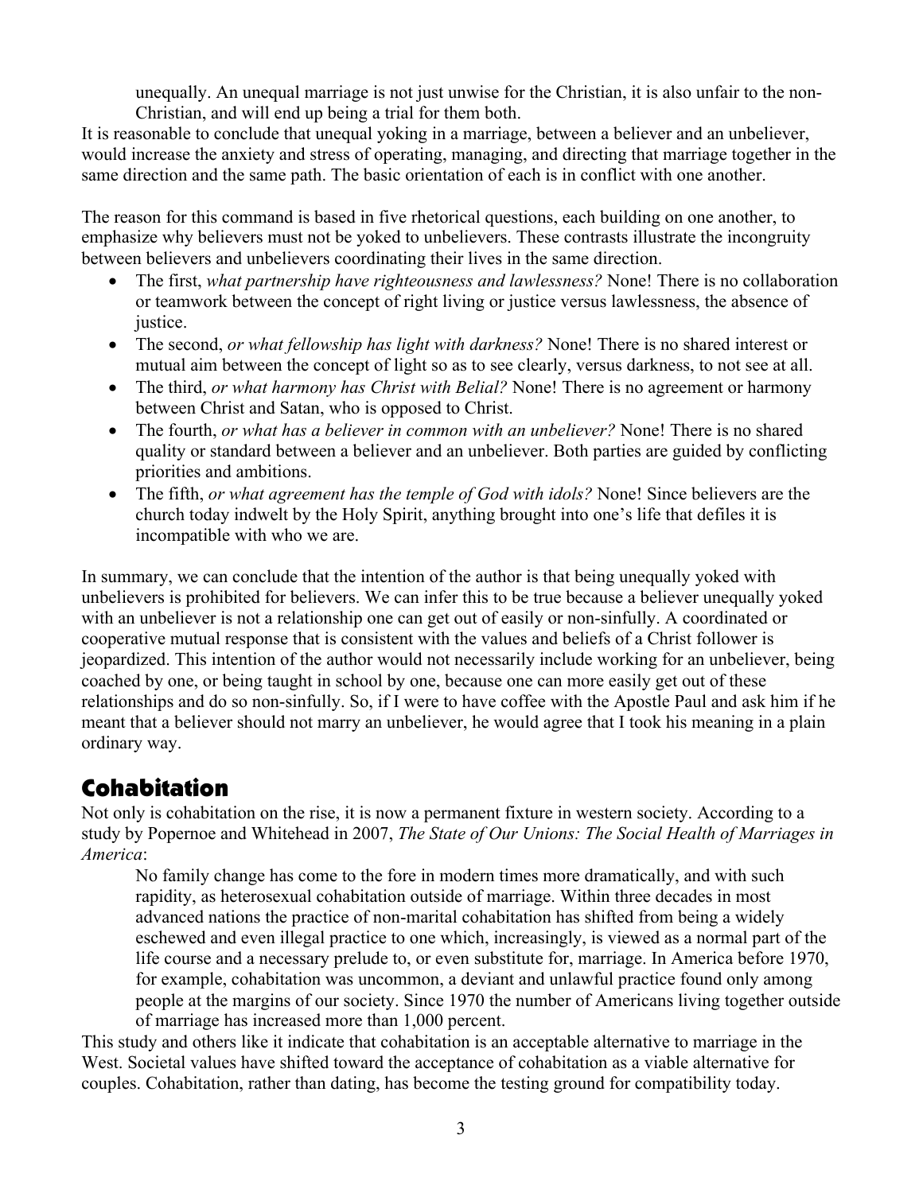> unequally. An unequal marriage is not just unwise for the Christian, it is also unfair to the non-Christian, and will end up being a trial for them both.

It is reasonable to conclude that unequal yoking in a marriage, between a believer and an unbeliever, would increase the anxiety and stress of operating, managing, and directing that marriage together in the same direction and the same path. The basic orientation of each is in conflict with one another.

The reason for this command is based in five rhetorical questions, each building on one another, to emphasize why believers must not be yoked to unbelievers. These contrasts illustrate the incongruity between believers and unbelievers coordinating their lives in the same direction.

- The first, *what partnership have righteousness and lawlessness?* None! There is no collaboration or teamwork between the concept of right living or justice versus lawlessness, the absence of justice.
- The second, *or what fellowship has light with darkness?* None! There is no shared interest or mutual aim between the concept of light so as to see clearly, versus darkness, to not see at all.
- The third, *or what harmony has Christ with Belial?* None! There is no agreement or harmony between Christ and Satan, who is opposed to Christ.
- The fourth, *or what has a believer in common with an unbeliever?* None! There is no shared quality or standard between a believer and an unbeliever. Both parties are guided by conflicting priorities and ambitions.
- The fifth, *or what agreement has the temple of God with idols?* None! Since believers are the church today indwelt by the Holy Spirit, anything brought into one's life that defiles it is incompatible with who we are.

In summary, we can conclude that the intention of the author is that being unequally yoked with unbelievers is prohibited for believers. We can infer this to be true because a believer unequally yoked with an unbeliever is not a relationship one can get out of easily or non-sinfully. A coordinated or cooperative mutual response that is consistent with the values and beliefs of a Christ follower is jeopardized. This intention of the author would not necessarily include working for an unbeliever, being coached by one, or being taught in school by one, because one can more easily get out of these relationships and do so non-sinfully. So, if I were to have coffee with the Apostle Paul and ask him if he meant that a believer should not marry an unbeliever, he would agree that I took his meaning in a plain ordinary way.

## Cohabitation

Not only is cohabitation on the rise, it is now a permanent fixture in western society. According to a study by Popernoe and Whitehead in 2007, *The State of Our Unions: The Social Health of Marriages in America*:

> No family change has come to the fore in modern times more dramatically, and with such rapidity, as heterosexual cohabitation outside of marriage. Within three decades in most advanced nations the practice of non-marital cohabitation has shifted from being a widely eschewed and even illegal practice to one which, increasingly, is viewed as a normal part of the life course and a necessary prelude to, or even substitute for, marriage. In America before 1970, for example, cohabitation was uncommon, a deviant and unlawful practice found only among people at the margins of our society. Since 1970 the number of Americans living together outside of marriage has increased more than 1,000 percent.

This study and others like it indicate that cohabitation is an acceptable alternative to marriage in the West. Societal values have shifted toward the acceptance of cohabitation as a viable alternative for couples. Cohabitation, rather than dating, has become the testing ground for compatibility today.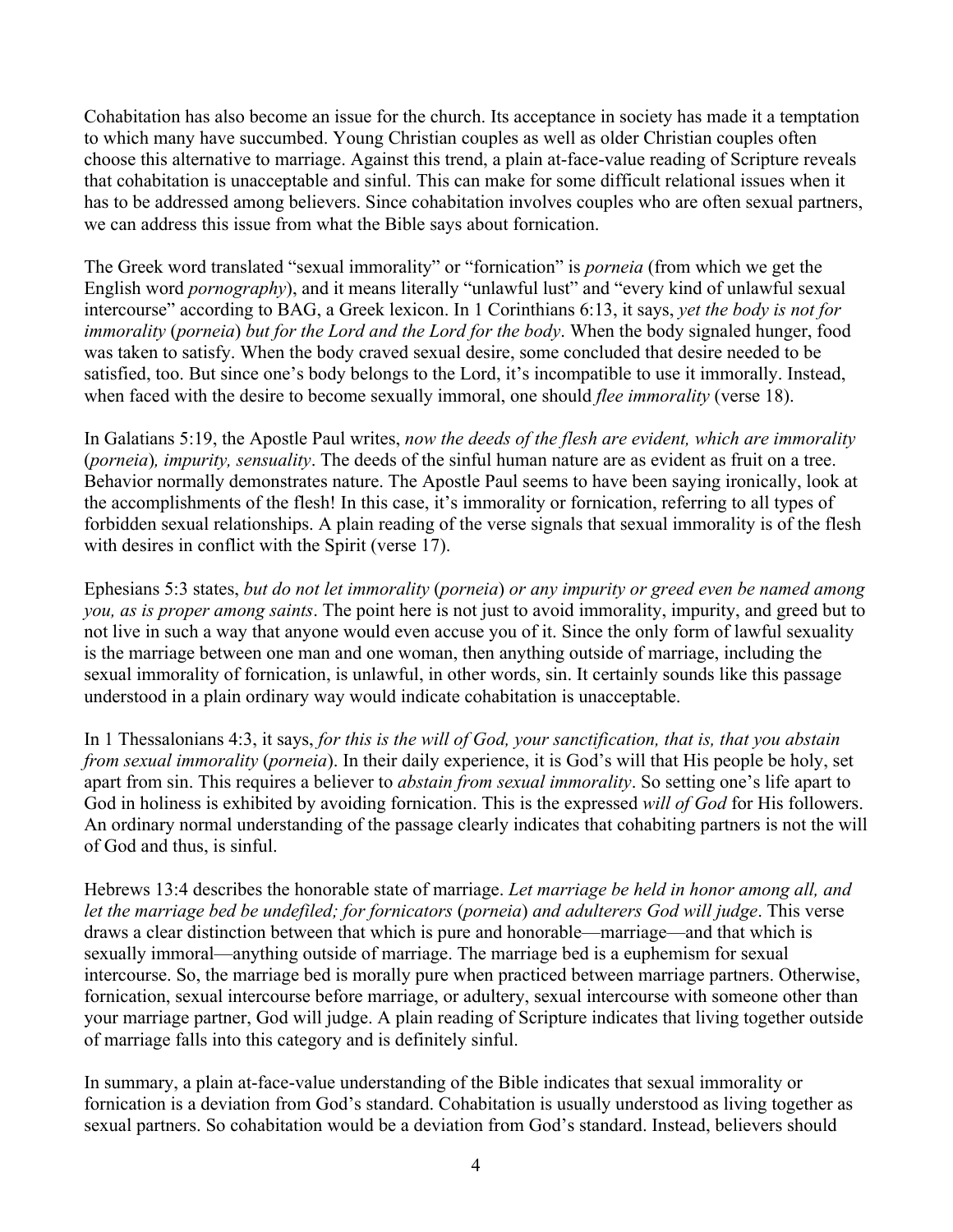Cohabitation has also become an issue for the church. Its acceptance in society has made it a temptation to which many have succumbed. Young Christian couples as well as older Christian couples often choose this alternative to marriage. Against this trend, a plain at-face-value reading of Scripture reveals that cohabitation is unacceptable and sinful. This can make for some difficult relational issues when it has to be addressed among believers. Since cohabitation involves couples who are often sexual partners, we can address this issue from what the Bible says about fornication.

The Greek word translated "sexual immorality" or "fornication" is *porneia* (from which we get the English word *pornography*), and it means literally "unlawful lust" and "every kind of unlawful sexual intercourse" according to BAG, a Greek lexicon. In 1 Corinthians 6:13, it says, *yet the body is not for immorality* (*porneia*) *but for the Lord and the Lord for the body*. When the body signaled hunger, food was taken to satisfy. When the body craved sexual desire, some concluded that desire needed to be satisfied, too. But since one's body belongs to the Lord, it's incompatible to use it immorally. Instead, when faced with the desire to become sexually immoral, one should *flee immorality* (verse 18).

In Galatians 5:19, the Apostle Paul writes, *now the deeds of the flesh are evident, which are immorality* (*porneia*)*, impurity, sensuality*. The deeds of the sinful human nature are as evident as fruit on a tree. Behavior normally demonstrates nature. The Apostle Paul seems to have been saying ironically, look at the accomplishments of the flesh! In this case, it's immorality or fornication, referring to all types of forbidden sexual relationships. A plain reading of the verse signals that sexual immorality is of the flesh with desires in conflict with the Spirit (verse 17).

Ephesians 5:3 states, *but do not let immorality* (*porneia*) *or any impurity or greed even be named among you, as is proper among saints*. The point here is not just to avoid immorality, impurity, and greed but to not live in such a way that anyone would even accuse you of it. Since the only form of lawful sexuality is the marriage between one man and one woman, then anything outside of marriage, including the sexual immorality of fornication, is unlawful, in other words, sin. It certainly sounds like this passage understood in a plain ordinary way would indicate cohabitation is unacceptable.

In 1 Thessalonians 4:3, it says, *for this is the will of God, your sanctification, that is, that you abstain from sexual immorality* (*porneia*). In their daily experience, it is God's will that His people be holy, set apart from sin. This requires a believer to *abstain from sexual immorality*. So setting one's life apart to God in holiness is exhibited by avoiding fornication. This is the expressed *will of God* for His followers. An ordinary normal understanding of the passage clearly indicates that cohabiting partners is not the will of God and thus, is sinful.

Hebrews 13:4 describes the honorable state of marriage. *Let marriage be held in honor among all, and let the marriage bed be undefiled; for fornicators* (*porneia*) *and adulterers God will judge*. This verse draws a clear distinction between that which is pure and honorable—marriage—and that which is sexually immoral—anything outside of marriage. The marriage bed is a euphemism for sexual intercourse. So, the marriage bed is morally pure when practiced between marriage partners. Otherwise, fornication, sexual intercourse before marriage, or adultery, sexual intercourse with someone other than your marriage partner, God will judge. A plain reading of Scripture indicates that living together outside of marriage falls into this category and is definitely sinful.

In summary, a plain at-face-value understanding of the Bible indicates that sexual immorality or fornication is a deviation from God's standard. Cohabitation is usually understood as living together as sexual partners. So cohabitation would be a deviation from God's standard. Instead, believers should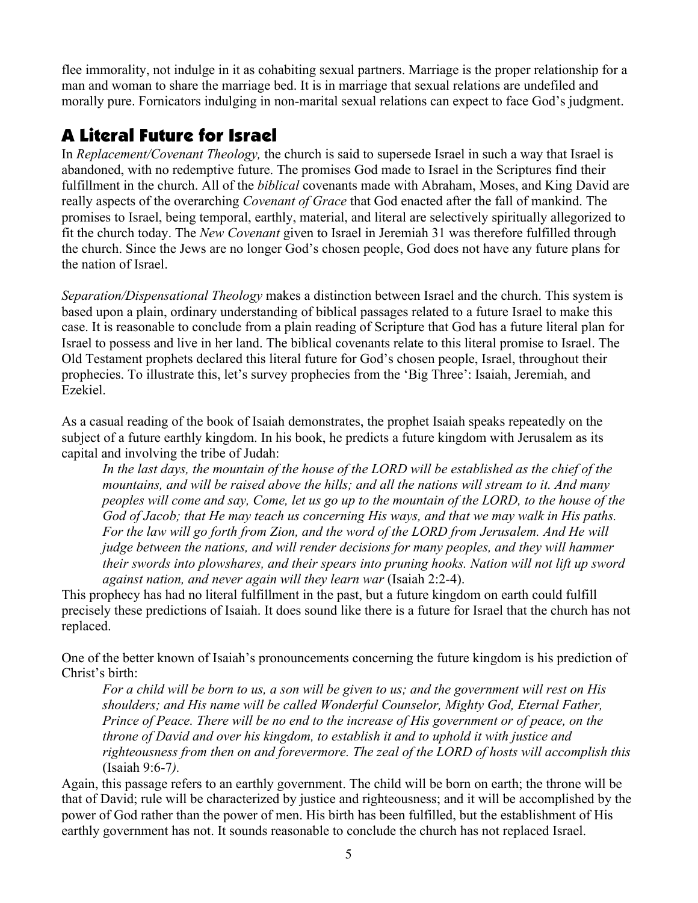flee immorality, not indulge in it as cohabiting sexual partners. Marriage is the proper relationship for a man and woman to share the marriage bed. It is in marriage that sexual relations are undefiled and morally pure. Fornicators indulging in non-marital sexual relations can expect to face God's judgment.

## A Literal Future for Israel

In *Replacement/Covenant Theology,* the church is said to supersede Israel in such a way that Israel is abandoned, with no redemptive future. The promises God made to Israel in the Scriptures find their fulfillment in the church. All of the *biblical* covenants made with Abraham, Moses, and King David are really aspects of the overarching *Covenant of Grace* that God enacted after the fall of mankind. The promises to Israel, being temporal, earthly, material, and literal are selectively spiritually allegorized to fit the church today. The *New Covenant* given to Israel in Jeremiah 31 was therefore fulfilled through the church. Since the Jews are no longer God's chosen people, God does not have any future plans for the nation of Israel.

*Separation/Dispensational Theology* makes a distinction between Israel and the church. This system is based upon a plain, ordinary understanding of biblical passages related to a future Israel to make this case. It is reasonable to conclude from a plain reading of Scripture that God has a future literal plan for Israel to possess and live in her land. The biblical covenants relate to this literal promise to Israel. The Old Testament prophets declared this literal future for God's chosen people, Israel, throughout their prophecies. To illustrate this, let's survey prophecies from the 'Big Three': Isaiah, Jeremiah, and Ezekiel.

As a casual reading of the book of Isaiah demonstrates, the prophet Isaiah speaks repeatedly on the subject of a future earthly kingdom. In his book, he predicts a future kingdom with Jerusalem as its capital and involving the tribe of Judah:

> *In the last days, the mountain of the house of the LORD will be established as the chief of the mountains, and will be raised above the hills; and all the nations will stream to it. And many peoples will come and say, Come, let us go up to the mountain of the LORD, to the house of the God of Jacob; that He may teach us concerning His ways, and that we may walk in His paths. For the law will go forth from Zion, and the word of the LORD from Jerusalem. And He will judge between the nations, and will render decisions for many peoples, and they will hammer their swords into plowshares, and their spears into pruning hooks. Nation will not lift up sword against nation, and never again will they learn war* (Isaiah 2:2-4).

This prophecy has had no literal fulfillment in the past, but a future kingdom on earth could fulfill precisely these predictions of Isaiah. It does sound like there is a future for Israel that the church has not replaced.

One of the better known of Isaiah's pronouncements concerning the future kingdom is his prediction of Christ's birth:

> *For a child will be born to us, a son will be given to us; and the government will rest on His shoulders; and His name will be called Wonderful Counselor, Mighty God, Eternal Father, Prince of Peace. There will be no end to the increase of His government or of peace, on the throne of David and over his kingdom, to establish it and to uphold it with justice and righteousness from then on and forevermore. The zeal of the LORD of hosts will accomplish this* (Isaiah 9:6-7*).*

Again, this passage refers to an earthly government. The child will be born on earth; the throne will be that of David; rule will be characterized by justice and righteousness; and it will be accomplished by the power of God rather than the power of men. His birth has been fulfilled, but the establishment of His earthly government has not. It sounds reasonable to conclude the church has not replaced Israel.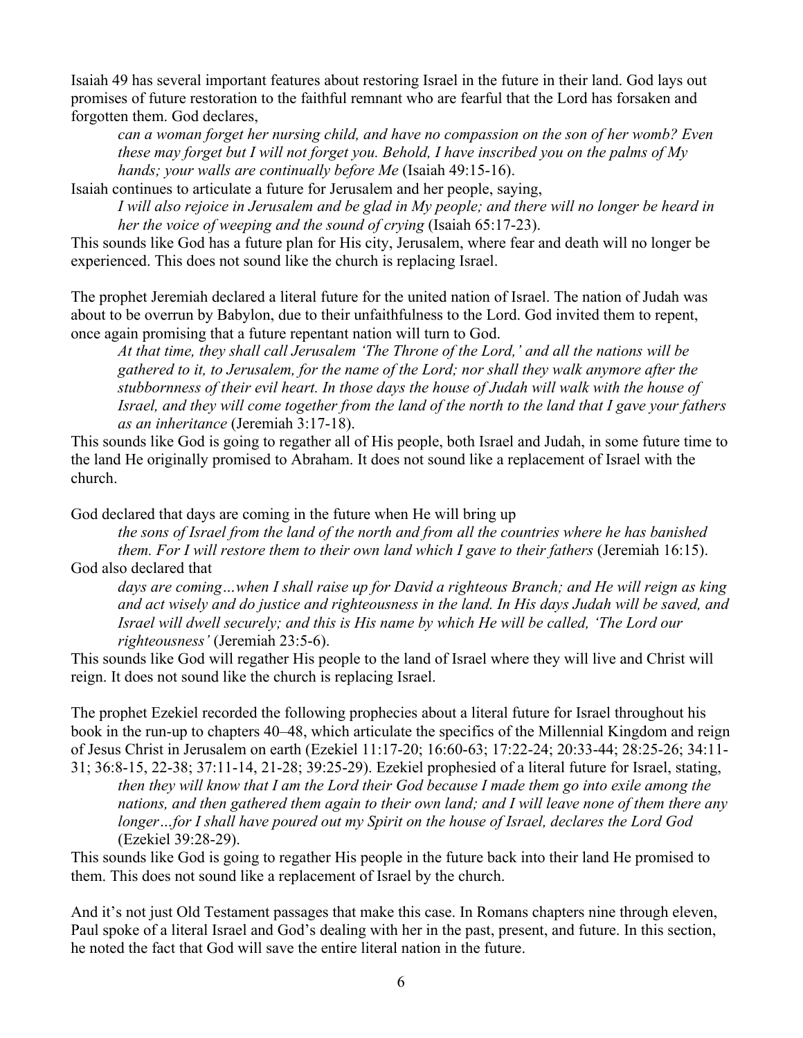Isaiah 49 has several important features about restoring Israel in the future in their land. God lays out promises of future restoration to the faithful remnant who are fearful that the Lord has forsaken and forgotten them. God declares,

> *can a woman forget her nursing child, and have no compassion on the son of her womb? Even these may forget but I will not forget you. Behold, I have inscribed you on the palms of My hands; your walls are continually before Me* (Isaiah 49:15-16).

Isaiah continues to articulate a future for Jerusalem and her people, saying,

> *I will also rejoice in Jerusalem and be glad in My people; and there will no longer be heard in her the voice of weeping and the sound of crying* (Isaiah 65:17-23).

This sounds like God has a future plan for His city, Jerusalem, where fear and death will no longer be experienced. This does not sound like the church is replacing Israel.

The prophet Jeremiah declared a literal future for the united nation of Israel. The nation of Judah was about to be overrun by Babylon, due to their unfaithfulness to the Lord. God invited them to repent, once again promising that a future repentant nation will turn to God.

> *At that time, they shall call Jerusalem 'The Throne of the Lord,' and all the nations will be gathered to it, to Jerusalem, for the name of the Lord; nor shall they walk anymore after the stubbornness of their evil heart. In those days the house of Judah will walk with the house of Israel, and they will come together from the land of the north to the land that I gave your fathers as an inheritance* (Jeremiah 3:17-18).

This sounds like God is going to regather all of His people, both Israel and Judah, in some future time to the land He originally promised to Abraham. It does not sound like a replacement of Israel with the church.

God declared that days are coming in the future when He will bring up

> *the sons of Israel from the land of the north and from all the countries where he has banished them. For I will restore them to their own land which I gave to their fathers* (Jeremiah 16:15).

God also declared that

> *days are coming…when I shall raise up for David a righteous Branch; and He will reign as king and act wisely and do justice and righteousness in the land. In His days Judah will be saved, and Israel will dwell securely; and this is His name by which He will be called, 'The Lord our righteousness'* (Jeremiah 23:5-6).

This sounds like God will regather His people to the land of Israel where they will live and Christ will reign. It does not sound like the church is replacing Israel.

The prophet Ezekiel recorded the following prophecies about a literal future for Israel throughout his book in the run-up to chapters 40–48, which articulate the specifics of the Millennial Kingdom and reign of Jesus Christ in Jerusalem on earth (Ezekiel 11:17-20; 16:60-63; 17:22-24; 20:33-44; 28:25-26; 34:11-31; 36:8-15, 22-38; 37:11-14, 21-28; 39:25-29). Ezekiel prophesied of a literal future for Israel, stating,

> *then they will know that I am the Lord their God because I made them go into exile among the nations, and then gathered them again to their own land; and I will leave none of them there any longer…for I shall have poured out my Spirit on the house of Israel, declares the Lord God* (Ezekiel 39:28-29).

This sounds like God is going to regather His people in the future back into their land He promised to them. This does not sound like a replacement of Israel by the church.

And it's not just Old Testament passages that make this case. In Romans chapters nine through eleven, Paul spoke of a literal Israel and God's dealing with her in the past, present, and future. In this section, he noted the fact that God will save the entire literal nation in the future.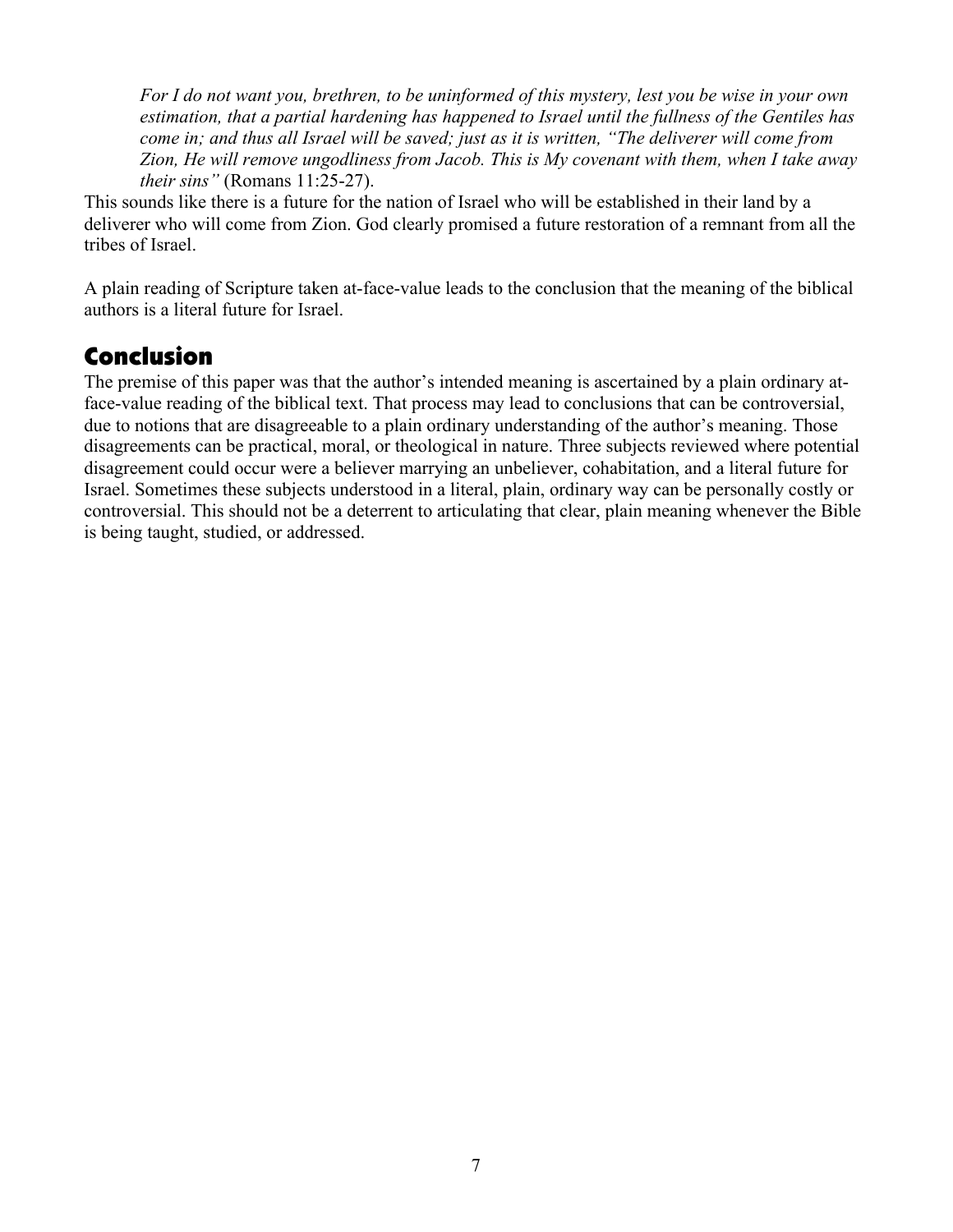> *For I do not want you, brethren, to be uninformed of this mystery, lest you be wise in your own estimation, that a partial hardening has happened to Israel until the fullness of the Gentiles has come in; and thus all Israel will be saved; just as it is written, "The deliverer will come from Zion, He will remove ungodliness from Jacob. This is My covenant with them, when I take away their sins"* (Romans 11:25-27).

This sounds like there is a future for the nation of Israel who will be established in their land by a deliverer who will come from Zion. God clearly promised a future restoration of a remnant from all the tribes of Israel.

A plain reading of Scripture taken at-face-value leads to the conclusion that the meaning of the biblical authors is a literal future for Israel.

## Conclusion

The premise of this paper was that the author's intended meaning is ascertained by a plain ordinary at-face-value reading of the biblical text. That process may lead to conclusions that can be controversial, due to notions that are disagreeable to a plain ordinary understanding of the author's meaning. Those disagreements can be practical, moral, or theological in nature. Three subjects reviewed where potential disagreement could occur were a believer marrying an unbeliever, cohabitation, and a literal future for Israel. Sometimes these subjects understood in a literal, plain, ordinary way can be personally costly or controversial. This should not be a deterrent to articulating that clear, plain meaning whenever the Bible is being taught, studied, or addressed.